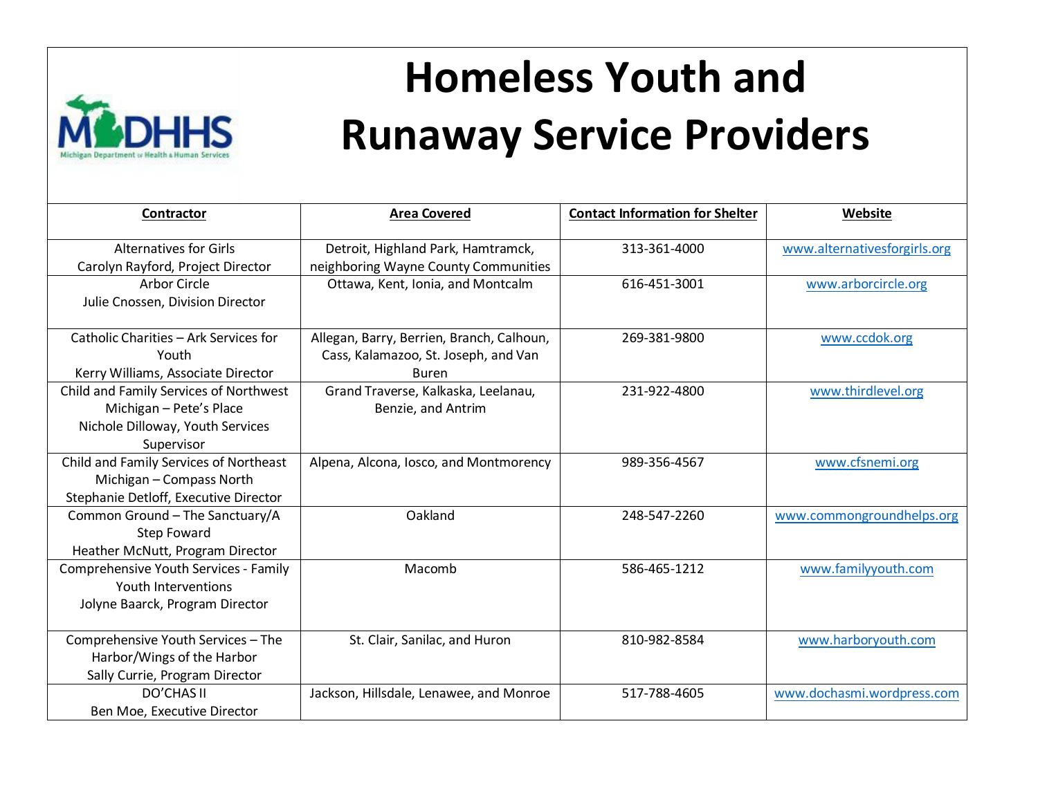# Homeless Youth and Runaway Service Providers

| Contractor | Area Covered | Contact Information for Shelter | Website |
|---|---|---|---|
| Alternatives for Girls<br>Carolyn Rayford, Project Director | Detroit, Highland Park, Hamtramck, neighboring Wayne County Communities | 313-361-4000 | www.alternativesforgirls.org |
| Arbor Circle<br>Julie Cnossen, Division Director | Ottawa, Kent, Ionia, and Montcalm | 616-451-3001 | www.arborcircle.org |
| Catholic Charities – Ark Services for Youth<br>Kerry Williams, Associate Director | Allegan, Barry, Berrien, Branch, Calhoun, Cass, Kalamazoo, St. Joseph, and Van Buren | 269-381-9800 | www.ccdok.org |
| Child and Family Services of Northwest Michigan – Pete's Place<br>Nichole Dilloway, Youth Services Supervisor | Grand Traverse, Kalkaska, Leelanau, Benzie, and Antrim | 231-922-4800 | www.thirdlevel.org |
| Child and Family Services of Northeast Michigan – Compass North<br>Stephanie Detloff, Executive Director | Alpena, Alcona, Iosco, and Montmorency | 989-356-4567 | www.cfsnemi.org |
| Common Ground – The Sanctuary/A Step Foward<br>Heather McNutt, Program Director | Oakland | 248-547-2260 | www.commongroundhelps.org |
| Comprehensive Youth Services - Family Youth Interventions<br>Jolyne Baarck, Program Director | Macomb | 586-465-1212 | www.familyyouth.com |
| Comprehensive Youth Services – The Harbor/Wings of the Harbor<br>Sally Currie, Program Director | St. Clair, Sanilac, and Huron | 810-982-8584 | www.harboryouth.com |
| DO'CHAS II<br>Ben Moe, Executive Director | Jackson, Hillsdale, Lenawee, and Monroe | 517-788-4605 | www.dochasmi.wordpress.com |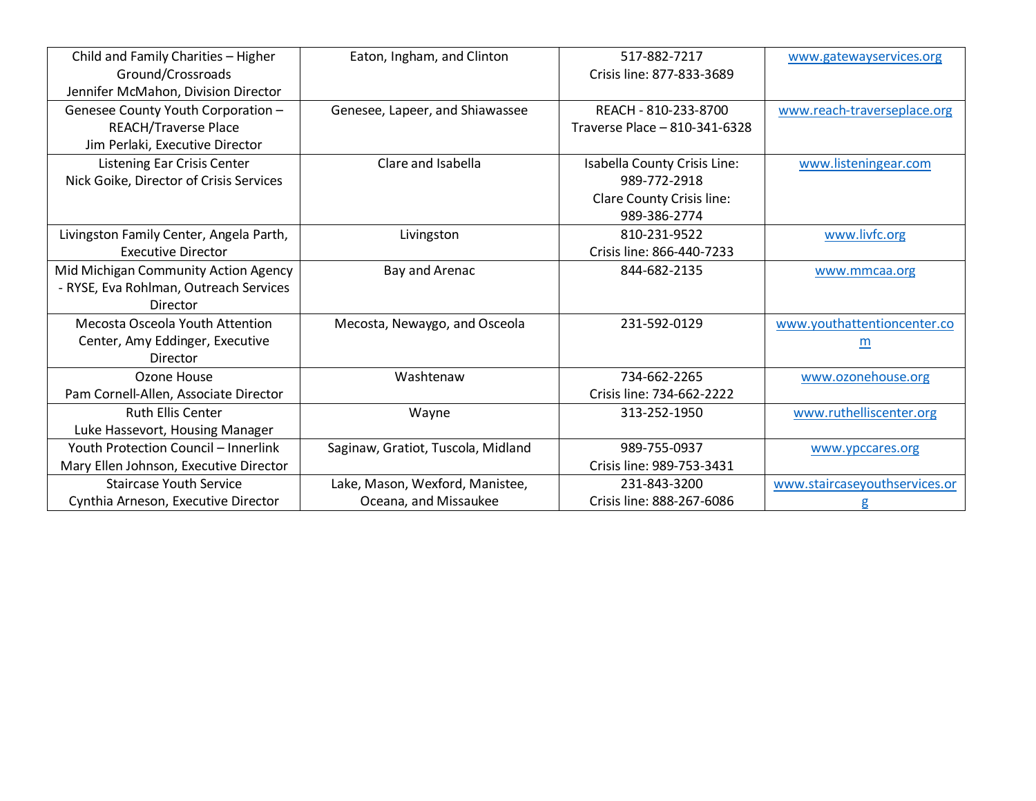| | | | |
|---|---|---|---|
| Child and Family Charities – Higher Ground/Crossroads<br>Jennifer McMahon, Division Director | Eaton, Ingham, and Clinton | 517-882-7217<br>Crisis line: 877-833-3689 | www.gatewayservices.org |
| Genesee County Youth Corporation – REACH/Traverse Place<br>Jim Perlaki, Executive Director | Genesee, Lapeer, and Shiawassee | REACH - 810-233-8700<br>Traverse Place – 810-341-6328 | www.reach-traverseplace.org |
| Listening Ear Crisis Center<br>Nick Goike, Director of Crisis Services | Clare and Isabella | Isabella County Crisis Line: 989-772-2918<br>Clare County Crisis line: 989-386-2774 | www.listeningear.com |
| Livingston Family Center, Angela Parth, Executive Director | Livingston | 810-231-9522<br>Crisis line: 866-440-7233 | www.livfc.org |
| Mid Michigan Community Action Agency - RYSE, Eva Rohlman, Outreach Services Director | Bay and Arenac | 844-682-2135 | www.mmcaa.org |
| Mecosta Osceola Youth Attention Center, Amy Eddinger, Executive Director | Mecosta, Newaygo, and Osceola | 231-592-0129 | www.youthattentioncenter.com |
| Ozone House<br>Pam Cornell-Allen, Associate Director | Washtenaw | 734-662-2265<br>Crisis line: 734-662-2222 | www.ozonehouse.org |
| Ruth Ellis Center<br>Luke Hassevort, Housing Manager | Wayne | 313-252-1950 | www.ruthelliscenter.org |
| Youth Protection Council – Innerlink<br>Mary Ellen Johnson, Executive Director | Saginaw, Gratiot, Tuscola, Midland | 989-755-0937<br>Crisis line: 989-753-3431 | www.ypccares.org |
| Staircase Youth Service<br>Cynthia Arneson, Executive Director | Lake, Mason, Wexford, Manistee, Oceana, and Missaukee | 231-843-3200<br>Crisis line: 888-267-6086 | www.staircaseyouthservices.org |